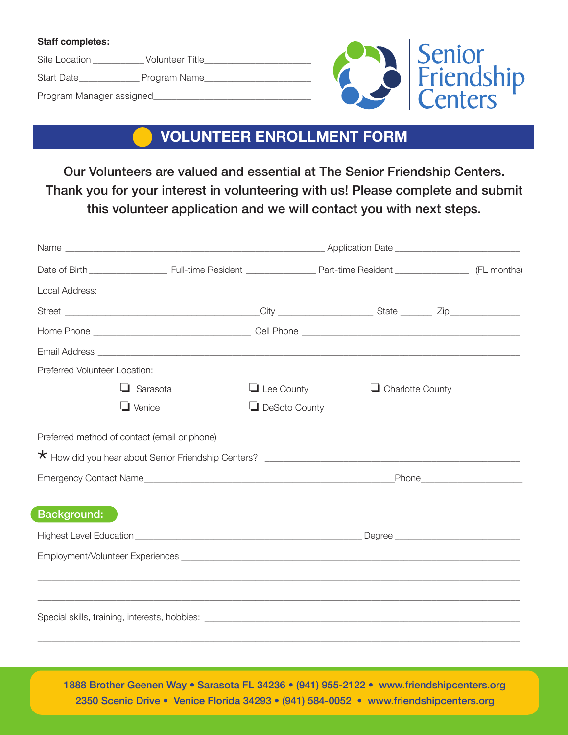**Staff completes:**

Site Location __________ Volunteer Title____________________

Start Date____________ Program Name____________________

Program Manager assigned______________________________

Senior Friendship Centers

# VOLUNTEER ENROLLMENT FORM

**Our Volunteers are valued and essential at The Senior Friendship Centers. Thank you for your interest in volunteering with us! Please complete and submit this volunteer application and we will contact you with next steps.**

Name __________________________________________________ Application Date ________________________

Date of Birth_______________ Full-time Resident _____________ Part-time Resident ______________ (FL months)

Local Address:

Street _____________________________________City __________________ State ______ Zip_____________

Home Phone ______________________________ Cell Phone __________________________________________

Email Address ______________________________________________________________________________

Preferred Volunteer Location:

- ❑ Sarasota
- ❑ Lee County
- ❑ Charlotte County
- ❑ Venice
- ❑ DeSoto County

Preferred method of contact (email or phone) _______________________________________________________

* How did you hear about Senior Friendship Centers? ______________________________________________

Emergency Contact Name_______________________________________________Phone___________________

## Background:

Highest Level Education __________________________________________ Degree ________________________

Employment/Volunteer Experiences ______________________________________________________________

_______________________________________________________________________________________

_______________________________________________________________________________________

Special skills, training, interests, hobbies: __________________________________________________________

_______________________________________________________________________________________

1888 Brother Geenen Way • Sarasota FL 34236 • (941) 955-2122 • www.friendshipcenters.org
2350 Scenic Drive • Venice Florida 34293 • (941) 584-0052 • www.friendshipcenters.org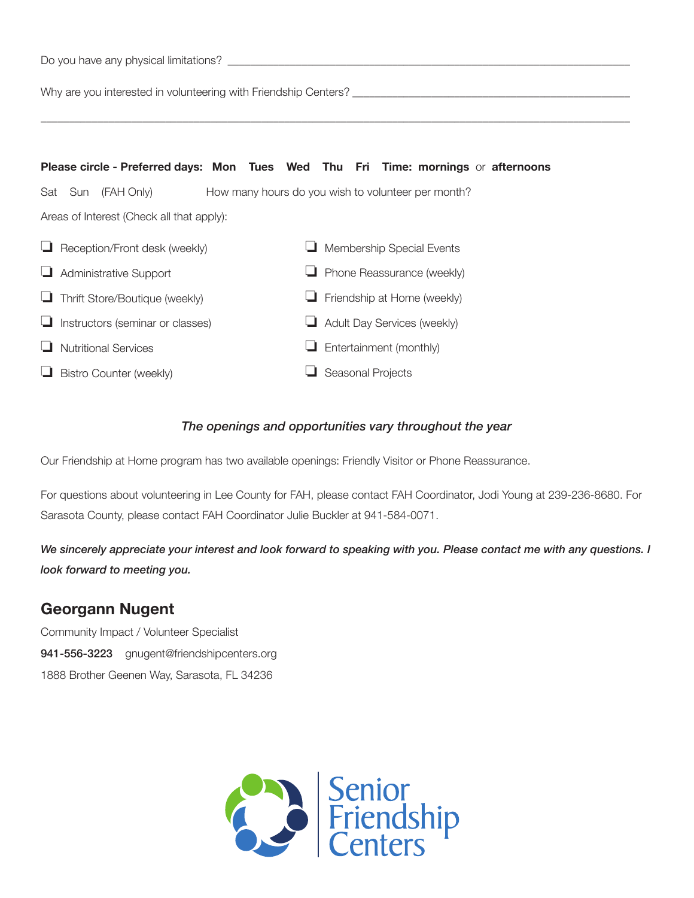Do you have any physical limitations? ___________________________________________________________

Why are you interested in volunteering with Friendship Centers? ____________________________________________

_______________________________________________________________________________________

**Please circle - Preferred days: Mon Tues Wed Thu Fri Time: mornings** or **afternoons**

Sat Sun (FAH Only) How many hours do you wish to volunteer per month?

Areas of Interest (Check all that apply):

- ❏ Reception/Front desk (weekly)
- ❏ Administrative Support
- ❏ Thrift Store/Boutique (weekly)
- ❏ Instructors (seminar or classes)
- ❏ Nutritional Services
- ❏ Bistro Counter (weekly)
- ❏ Membership Special Events
- ❏ Phone Reassurance (weekly)
- ❏ Friendship at Home (weekly)
- ❏ Adult Day Services (weekly)
- ❏ Entertainment (monthly)
- ❏ Seasonal Projects

***The openings and opportunities vary throughout the year***

Our Friendship at Home program has two available openings: Friendly Visitor or Phone Reassurance.

For questions about volunteering in Lee County for FAH, please contact FAH Coordinator, Jodi Young at 239-236-8680. For Sarasota County, please contact FAH Coordinator Julie Buckler at 941-584-0071.

***We sincerely appreciate your interest and look forward to speaking with you. Please contact me with any questions. I look forward to meeting you.***

## Georgann Nugent

Community Impact / Volunteer Specialist

**941-556-3223** gnugent@friendshipcenters.org

1888 Brother Geenen Way, Sarasota, FL 34236

Senior Friendship Centers